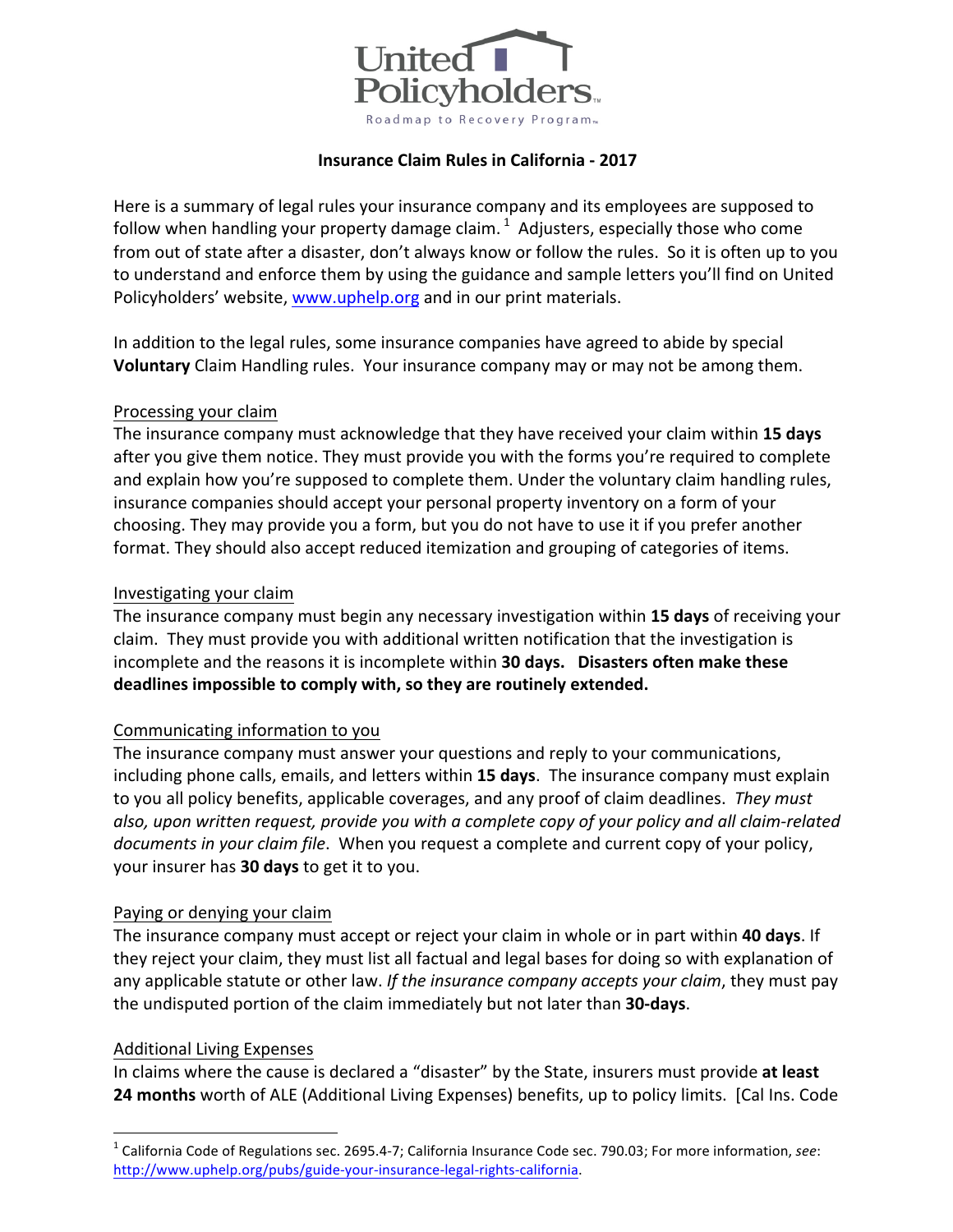United Policyholders

Roadmap to Recovery Program

## Insurance Claim Rules in California - 2017

Here is a summary of legal rules your insurance company and its employees are supposed to follow when handling your property damage claim.[1] Adjusters, especially those who come from out of state after a disaster, don't always know or follow the rules. So it is often up to you to understand and enforce them by using the guidance and sample letters you'll find on United Policyholders' website, www.uphelp.org and in our print materials.

In addition to the legal rules, some insurance companies have agreed to abide by special **Voluntary** Claim Handling rules. Your insurance company may or may not be among them.

### Processing your claim

The insurance company must acknowledge that they have received your claim within **15 days** after you give them notice. They must provide you with the forms you're required to complete and explain how you're supposed to complete them. Under the voluntary claim handling rules, insurance companies should accept your personal property inventory on a form of your choosing. They may provide you a form, but you do not have to use it if you prefer another format. They should also accept reduced itemization and grouping of categories of items.

### Investigating your claim

The insurance company must begin any necessary investigation within **15 days** of receiving your claim. They must provide you with additional written notification that the investigation is incomplete and the reasons it is incomplete within **30 days. Disasters often make these deadlines impossible to comply with, so they are routinely extended.**

### Communicating information to you

The insurance company must answer your questions and reply to your communications, including phone calls, emails, and letters within **15 days**. The insurance company must explain to you all policy benefits, applicable coverages, and any proof of claim deadlines. *They must also, upon written request, provide you with a complete copy of your policy and all claim-related documents in your claim file*. When you request a complete and current copy of your policy, your insurer has **30 days** to get it to you.

### Paying or denying your claim

The insurance company must accept or reject your claim in whole or in part within **40 days**. If they reject your claim, they must list all factual and legal bases for doing so with explanation of any applicable statute or other law. *If the insurance company accepts your claim*, they must pay the undisputed portion of the claim immediately but not later than **30-days**.

### Additional Living Expenses

In claims where the cause is declared a "disaster" by the State, insurers must provide **at least 24 months** worth of ALE (Additional Living Expenses) benefits, up to policy limits. [Cal Ins. Code

---

[1] California Code of Regulations sec. 2695.4-7; California Insurance Code sec. 790.03; For more information, *see*: http://www.uphelp.org/pubs/guide-your-insurance-legal-rights-california.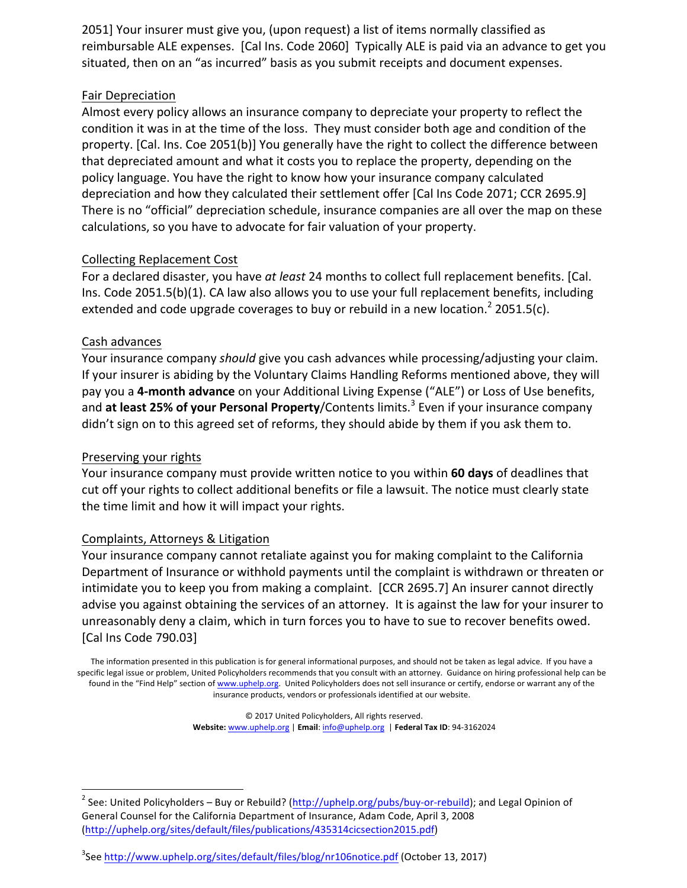2051] Your insurer must give you, (upon request) a list of items normally classified as reimbursable ALE expenses. [Cal Ins. Code 2060] Typically ALE is paid via an advance to get you situated, then on an "as incurred" basis as you submit receipts and document expenses.

Fair Depreciation

Almost every policy allows an insurance company to depreciate your property to reflect the condition it was in at the time of the loss. They must consider both age and condition of the property. [Cal. Ins. Coe 2051(b)] You generally have the right to collect the difference between that depreciated amount and what it costs you to replace the property, depending on the policy language. You have the right to know how your insurance company calculated depreciation and how they calculated their settlement offer [Cal Ins Code 2071; CCR 2695.9] There is no "official" depreciation schedule, insurance companies are all over the map on these calculations, so you have to advocate for fair valuation of your property.

Collecting Replacement Cost

For a declared disaster, you have *at least* 24 months to collect full replacement benefits. [Cal. Ins. Code 2051.5(b)(1). CA law also allows you to use your full replacement benefits, including extended and code upgrade coverages to buy or rebuild in a new location.[2] 2051.5(c).

Cash advances

Your insurance company *should* give you cash advances while processing/adjusting your claim. If your insurer is abiding by the Voluntary Claims Handling Reforms mentioned above, they will pay you a **4-month advance** on your Additional Living Expense ("ALE") or Loss of Use benefits, and **at least 25% of your Personal Property**/Contents limits.[3] Even if your insurance company didn't sign on to this agreed set of reforms, they should abide by them if you ask them to.

Preserving your rights

Your insurance company must provide written notice to you within **60 days** of deadlines that cut off your rights to collect additional benefits or file a lawsuit. The notice must clearly state the time limit and how it will impact your rights.

Complaints, Attorneys & Litigation

Your insurance company cannot retaliate against you for making complaint to the California Department of Insurance or withhold payments until the complaint is withdrawn or threaten or intimidate you to keep you from making a complaint. [CCR 2695.7] An insurer cannot directly advise you against obtaining the services of an attorney. It is against the law for your insurer to unreasonably deny a claim, which in turn forces you to have to sue to recover benefits owed. [Cal Ins Code 790.03]

The information presented in this publication is for general informational purposes, and should not be taken as legal advice. If you have a specific legal issue or problem, United Policyholders recommends that you consult with an attorney. Guidance on hiring professional help can be found in the "Find Help" section of www.uphelp.org. United Policyholders does not sell insurance or certify, endorse or warrant any of the insurance products, vendors or professionals identified at our website.

© 2017 United Policyholders, All rights reserved.
**Website:** www.uphelp.org | **Email**: info@uphelp.org | **Federal Tax ID**: 94-3162024

---

[2] See: United Policyholders – Buy or Rebuild? (http://uphelp.org/pubs/buy-or-rebuild); and Legal Opinion of General Counsel for the California Department of Insurance, Adam Code, April 3, 2008 (http://uphelp.org/sites/default/files/publications/435314cicsection2015.pdf)

[3] See http://www.uphelp.org/sites/default/files/blog/nr106notice.pdf (October 13, 2017)